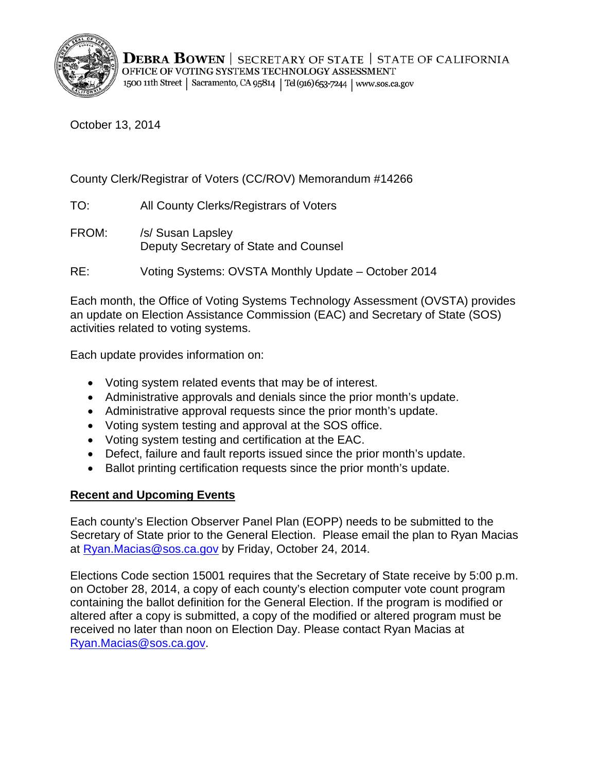**DEBRA BOWEN** | SECRETARY OF STATE | STATE OF CALIFORNIA
OFFICE OF VOTING SYSTEMS TECHNOLOGY ASSESSMENT
1500 11th Street | Sacramento, CA 95814 | Tel (916) 653-7244 | www.sos.ca.gov

October 13, 2014

County Clerk/Registrar of Voters (CC/ROV) Memorandum #14266

TO: All County Clerks/Registrars of Voters

FROM: /s/ Susan Lapsley
Deputy Secretary of State and Counsel

RE: Voting Systems: OVSTA Monthly Update – October 2014

Each month, the Office of Voting Systems Technology Assessment (OVSTA) provides an update on Election Assistance Commission (EAC) and Secretary of State (SOS) activities related to voting systems.

Each update provides information on:

- Voting system related events that may be of interest.
- Administrative approvals and denials since the prior month's update.
- Administrative approval requests since the prior month's update.
- Voting system testing and approval at the SOS office.
- Voting system testing and certification at the EAC.
- Defect, failure and fault reports issued since the prior month's update.
- Ballot printing certification requests since the prior month's update.

## Recent and Upcoming Events

Each county's Election Observer Panel Plan (EOPP) needs to be submitted to the Secretary of State prior to the General Election. Please email the plan to Ryan Macias at Ryan.Macias@sos.ca.gov by Friday, October 24, 2014.

Elections Code section 15001 requires that the Secretary of State receive by 5:00 p.m. on October 28, 2014, a copy of each county's election computer vote count program containing the ballot definition for the General Election. If the program is modified or altered after a copy is submitted, a copy of the modified or altered program must be received no later than noon on Election Day. Please contact Ryan Macias at Ryan.Macias@sos.ca.gov.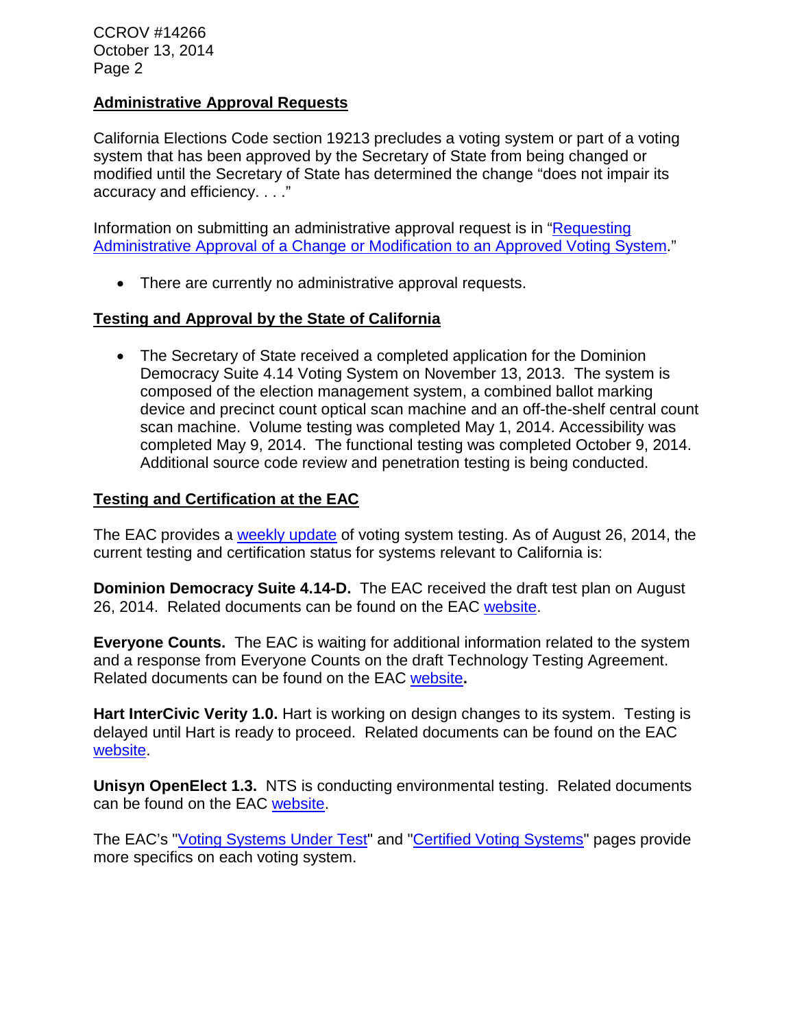## Administrative Approval Requests

California Elections Code section 19213 precludes a voting system or part of a voting system that has been approved by the Secretary of State from being changed or modified until the Secretary of State has determined the change "does not impair its accuracy and efficiency. . . ."

Information on submitting an administrative approval request is in "Requesting Administrative Approval of a Change or Modification to an Approved Voting System."

- There are currently no administrative approval requests.

## Testing and Approval by the State of California

- The Secretary of State received a completed application for the Dominion Democracy Suite 4.14 Voting System on November 13, 2013. The system is composed of the election management system, a combined ballot marking device and precinct count optical scan machine and an off-the-shelf central count scan machine. Volume testing was completed May 1, 2014. Accessibility was completed May 9, 2014. The functional testing was completed October 9, 2014. Additional source code review and penetration testing is being conducted.

## Testing and Certification at the EAC

The EAC provides a weekly update of voting system testing. As of August 26, 2014, the current testing and certification status for systems relevant to California is:

**Dominion Democracy Suite 4.14-D.** The EAC received the draft test plan on August 26, 2014. Related documents can be found on the EAC website.

**Everyone Counts.** The EAC is waiting for additional information related to the system and a response from Everyone Counts on the draft Technology Testing Agreement. Related documents can be found on the EAC website**.**

**Hart InterCivic Verity 1.0.** Hart is working on design changes to its system. Testing is delayed until Hart is ready to proceed. Related documents can be found on the EAC website.

**Unisyn OpenElect 1.3.** NTS is conducting environmental testing. Related documents can be found on the EAC website.

The EAC's "Voting Systems Under Test" and "Certified Voting Systems" pages provide more specifics on each voting system.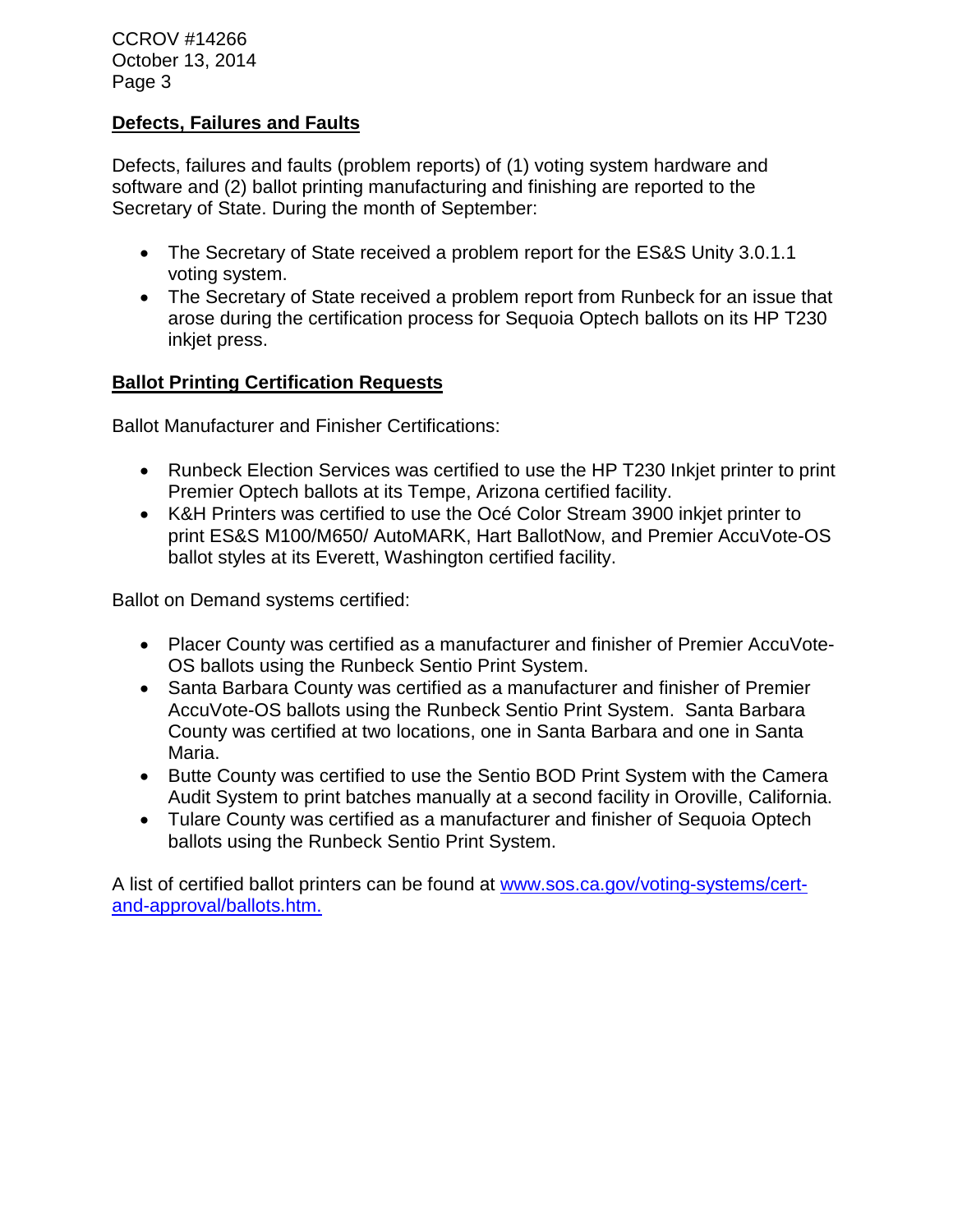## Defects, Failures and Faults

Defects, failures and faults (problem reports) of (1) voting system hardware and software and (2) ballot printing manufacturing and finishing are reported to the Secretary of State. During the month of September:

- The Secretary of State received a problem report for the ES&S Unity 3.0.1.1 voting system.
- The Secretary of State received a problem report from Runbeck for an issue that arose during the certification process for Sequoia Optech ballots on its HP T230 inkjet press.

## Ballot Printing Certification Requests

Ballot Manufacturer and Finisher Certifications:

- Runbeck Election Services was certified to use the HP T230 Inkjet printer to print Premier Optech ballots at its Tempe, Arizona certified facility.
- K&H Printers was certified to use the Océ Color Stream 3900 inkjet printer to print ES&S M100/M650/ AutoMARK, Hart BallotNow, and Premier AccuVote-OS ballot styles at its Everett, Washington certified facility.

Ballot on Demand systems certified:

- Placer County was certified as a manufacturer and finisher of Premier AccuVote-OS ballots using the Runbeck Sentio Print System.
- Santa Barbara County was certified as a manufacturer and finisher of Premier AccuVote-OS ballots using the Runbeck Sentio Print System. Santa Barbara County was certified at two locations, one in Santa Barbara and one in Santa Maria.
- Butte County was certified to use the Sentio BOD Print System with the Camera Audit System to print batches manually at a second facility in Oroville, California.
- Tulare County was certified as a manufacturer and finisher of Sequoia Optech ballots using the Runbeck Sentio Print System.

A list of certified ballot printers can be found at [www.sos.ca.gov/voting-systems/cert-and-approval/ballots.htm.](http://www.sos.ca.gov/voting-systems/cert-and-approval/ballots.htm)